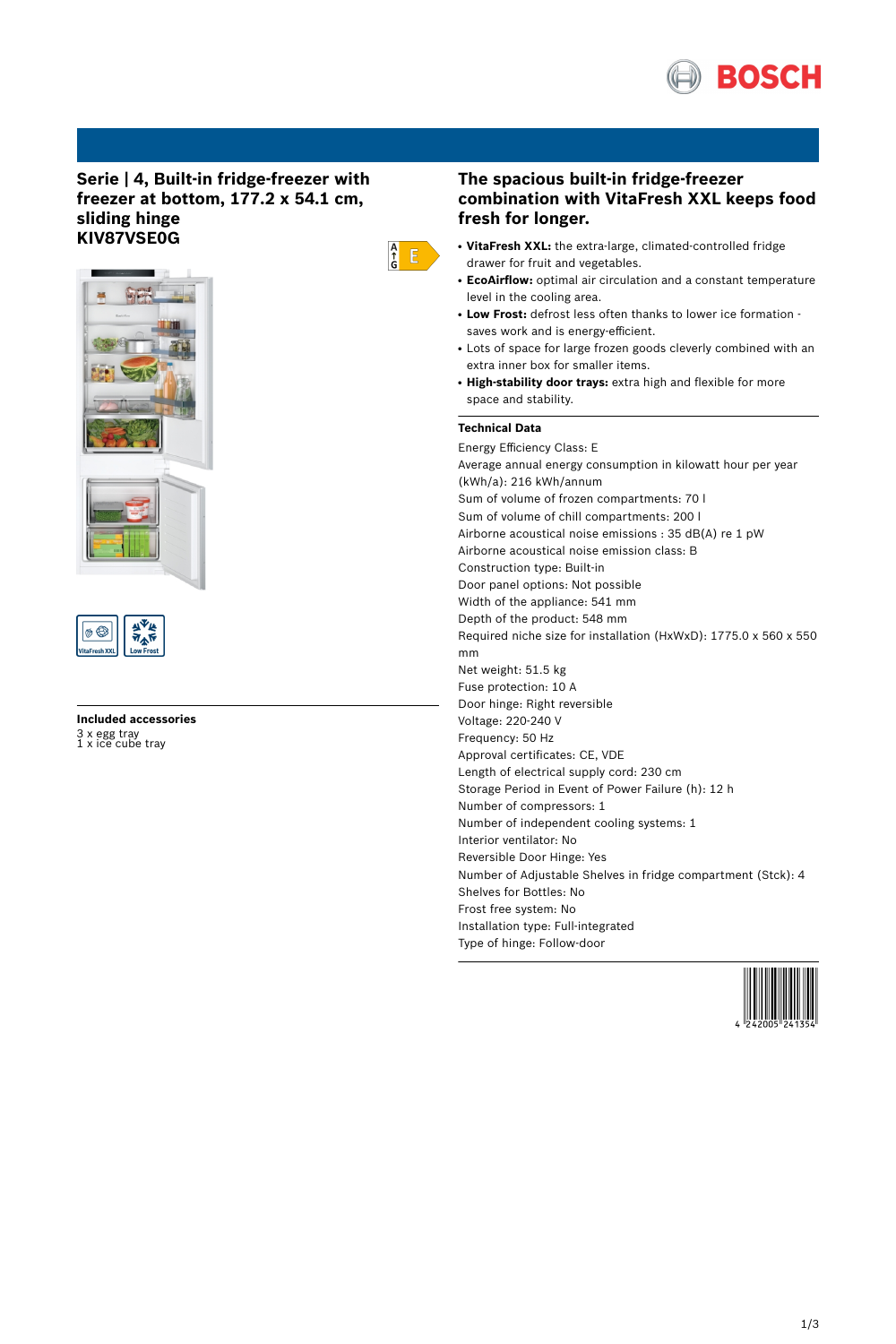# Serie | 4, Built-in fridge-freezer with freezer at bottom, 177.2 x 54.1 cm, sliding hinge
## KIV87VSE0G

E

VitaFresh XXL | Low Frost

### Included accessories

3 x egg tray
1 x ice cube tray

## The spacious built-in fridge-freezer combination with VitaFresh XXL keeps food fresh for longer.

- **VitaFresh XXL:** the extra-large, climated-controlled fridge drawer for fruit and vegetables.
- **EcoAirflow:** optimal air circulation and a constant temperature level in the cooling area.
- **Low Frost:** defrost less often thanks to lower ice formation - saves work and is energy-efficient.
- Lots of space for large frozen goods cleverly combined with an extra inner box for smaller items.
- **High-stability door trays:** extra high and flexible for more space and stability.

### Technical Data

Energy Efficiency Class: E
Average annual energy consumption in kilowatt hour per year (kWh/a): 216 kWh/annum
Sum of volume of frozen compartments: 70 l
Sum of volume of chill compartments: 200 l
Airborne acoustical noise emissions : 35 dB(A) re 1 pW
Airborne acoustical noise emission class: B
Construction type: Built-in
Door panel options: Not possible
Width of the appliance: 541 mm
Depth of the product: 548 mm
Required niche size for installation (HxWxD): 1775.0 x 560 x 550 mm
Net weight: 51.5 kg
Fuse protection: 10 A
Door hinge: Right reversible
Voltage: 220-240 V
Frequency: 50 Hz
Approval certificates: CE, VDE
Length of electrical supply cord: 230 cm
Storage Period in Event of Power Failure (h): 12 h
Number of compressors: 1
Number of independent cooling systems: 1
Interior ventilator: No
Reversible Door Hinge: Yes
Number of Adjustable Shelves in fridge compartment (Stck): 4
Shelves for Bottles: No
Frost free system: No
Installation type: Full-integrated
Type of hinge: Follow-door

4 242005 241354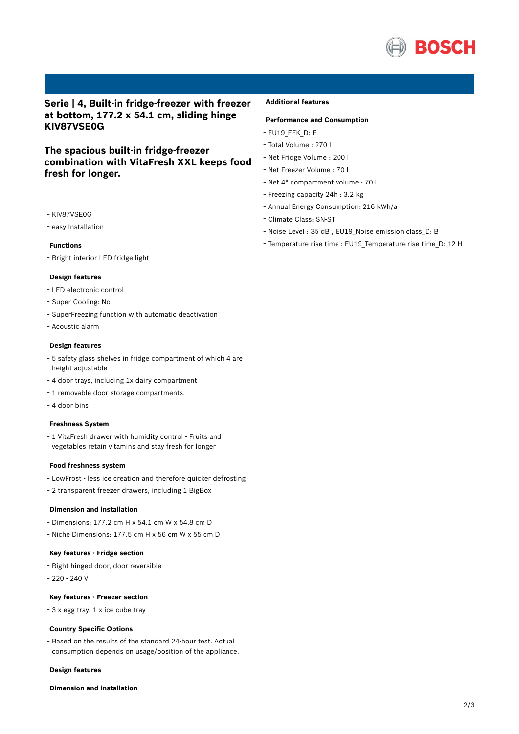## Serie | 4, Built-in fridge-freezer with freezer at bottom, 177.2 x 54.1 cm, sliding hinge KIV87VSE0G

## The spacious built-in fridge-freezer combination with VitaFresh XXL keeps food fresh for longer.

- KIV87VSE0G
- easy Installation

### Functions

- Bright interior LED fridge light

### Design features

- LED electronic control
- Super Cooling: No
- SuperFreezing function with automatic deactivation
- Acoustic alarm

### Design features

- 5 safety glass shelves in fridge compartment of which 4 are height adjustable
- 4 door trays, including 1x dairy compartment
- 1 removable door storage compartments.
- 4 door bins

### Freshness System

- 1 VitaFresh drawer with humidity control - Fruits and vegetables retain vitamins and stay fresh for longer

### Food freshness system

- LowFrost - less ice creation and therefore quicker defrosting
- 2 transparent freezer drawers, including 1 BigBox

### Dimension and installation

- Dimensions: 177.2 cm H x 54.1 cm W x 54.8 cm D
- Niche Dimensions: 177.5 cm H x 56 cm W x 55 cm D

### Key features - Fridge section

- Right hinged door, door reversible
- 220 - 240 V

### Key features - Freezer section

- 3 x egg tray, 1 x ice cube tray

### Country Specific Options

- Based on the results of the standard 24-hour test. Actual consumption depends on usage/position of the appliance.

### Design features

### Dimension and installation

### Additional features

### Performance and Consumption

- EU19_EEK_D: E
- Total Volume : 270 l
- Net Fridge Volume : 200 l
- Net Freezer Volume : 70 l
- Net 4* compartment volume : 70 l
- Freezing capacity 24h : 3.2 kg
- Annual Energy Consumption: 216 kWh/a
- Climate Class: SN-ST
- Noise Level : 35 dB , EU19_Noise emission class_D: B
- Temperature rise time : EU19_Temperature rise time_D: 12 H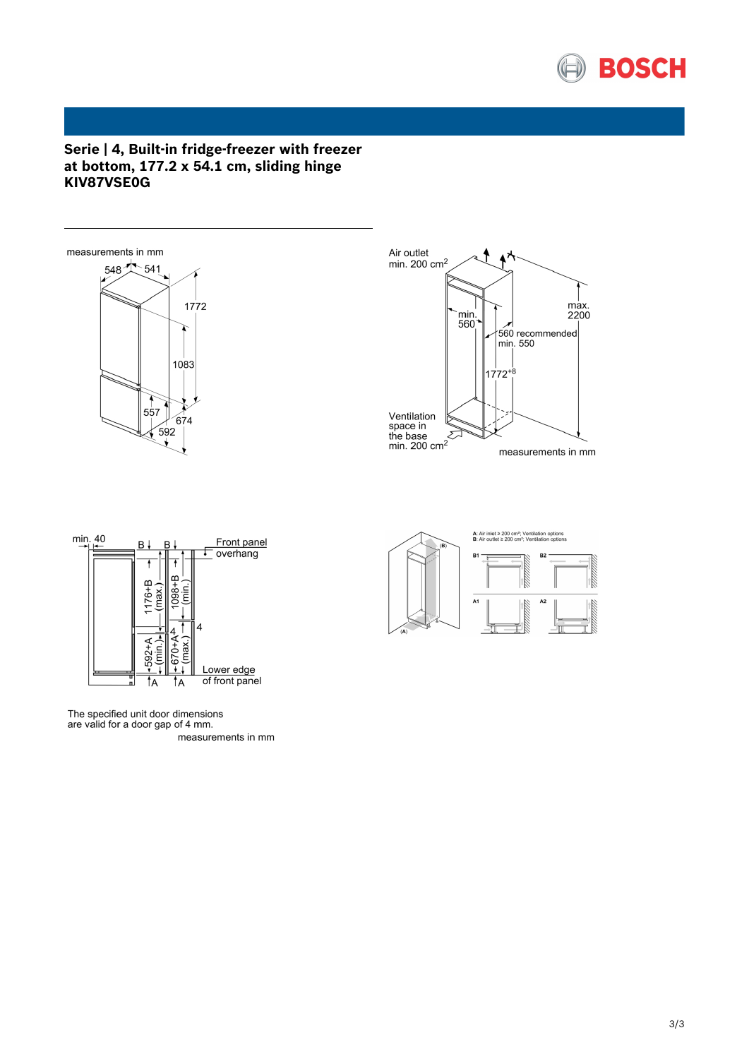## Serie | 4, Built-in fridge-freezer with freezer at bottom, 177.2 x 54.1 cm, sliding hinge KIV87VSE0G

measurements in mm

548
541
1772
1083
557
674
592

Air outlet
min. 200 cm$^2$

min. 560

max. 2200

560 recommended
min. 550

$1772^{+8}$

Ventilation space in the base
min. 200 cm$^2$

measurements in mm

min. 40

B
B

Front panel overhang

1176+B (max.)
1098+B (min.)

4
4

592+A (min.)
670+A (max.)

A
A

Lower edge of front panel

The specified unit door dimensions are valid for a door gap of 4 mm.

measurements in mm

A: Air inlet ≥ 200 cm²; Ventilation options
B: Air outlet ≥ 200 cm²; Ventilation options

(B)
(A)

B1
B2
A1
A2